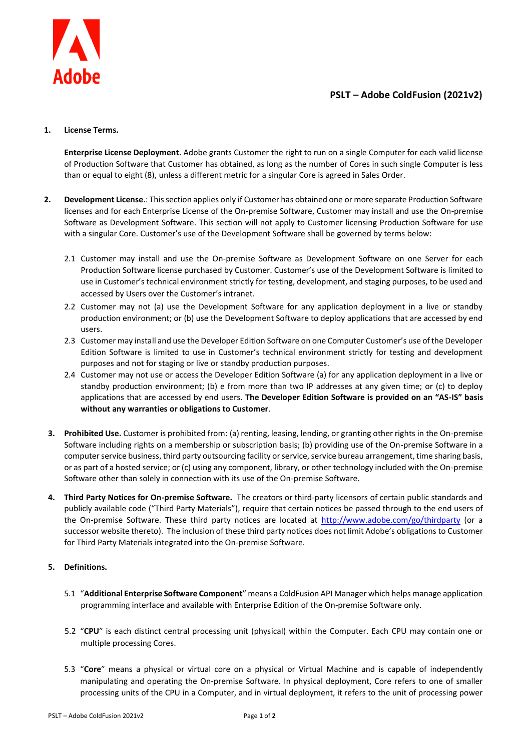# PSLT – Adobe ColdFusion (2021v2)

1. **License Terms.**

   **Enterprise License Deployment**. Adobe grants Customer the right to run on a single Computer for each valid license of Production Software that Customer has obtained, as long as the number of Cores in such single Computer is less than or equal to eight (8), unless a different metric for a singular Core is agreed in Sales Order.

2. **Development License**.: This section applies only if Customer has obtained one or more separate Production Software licenses and for each Enterprise License of the On-premise Software, Customer may install and use the On-premise Software as Development Software. This section will not apply to Customer licensing Production Software for use with a singular Core. Customer's use of the Development Software shall be governed by terms below:

   2.1 Customer may install and use the On-premise Software as Development Software on one Server for each Production Software license purchased by Customer. Customer's use of the Development Software is limited to use in Customer's technical environment strictly for testing, development, and staging purposes, to be used and accessed by Users over the Customer's intranet.

   2.2 Customer may not (a) use the Development Software for any application deployment in a live or standby production environment; or (b) use the Development Software to deploy applications that are accessed by end users.

   2.3 Customer may install and use the Developer Edition Software on one Computer Customer's use of the Developer Edition Software is limited to use in Customer's technical environment strictly for testing and development purposes and not for staging or live or standby production purposes.

   2.4 Customer may not use or access the Developer Edition Software (a) for any application deployment in a live or standby production environment; (b) e from more than two IP addresses at any given time; or (c) to deploy applications that are accessed by end users. **The Developer Edition Software is provided on an "AS-IS" basis without any warranties or obligations to Customer**.

3. **Prohibited Use.** Customer is prohibited from: (a) renting, leasing, lending, or granting other rights in the On-premise Software including rights on a membership or subscription basis; (b) providing use of the On-premise Software in a computer service business, third party outsourcing facility or service, service bureau arrangement, time sharing basis, or as part of a hosted service; or (c) using any component, library, or other technology included with the On-premise Software other than solely in connection with its use of the On-premise Software.

4. **Third Party Notices for On-premise Software.** The creators or third-party licensors of certain public standards and publicly available code ("Third Party Materials"), require that certain notices be passed through to the end users of the On-premise Software. These third party notices are located at http://www.adobe.com/go/thirdparty (or a successor website thereto). The inclusion of these third party notices does not limit Adobe's obligations to Customer for Third Party Materials integrated into the On-premise Software.

5. **Definitions.**

   5.1 "**Additional Enterprise Software Component**" means a ColdFusion API Manager which helps manage application programming interface and available with Enterprise Edition of the On-premise Software only.

   5.2 "**CPU**" is each distinct central processing unit (physical) within the Computer. Each CPU may contain one or multiple processing Cores.

   5.3 "**Core**" means a physical or virtual core on a physical or Virtual Machine and is capable of independently manipulating and operating the On-premise Software. In physical deployment, Core refers to one of smaller processing units of the CPU in a Computer, and in virtual deployment, it refers to the unit of processing power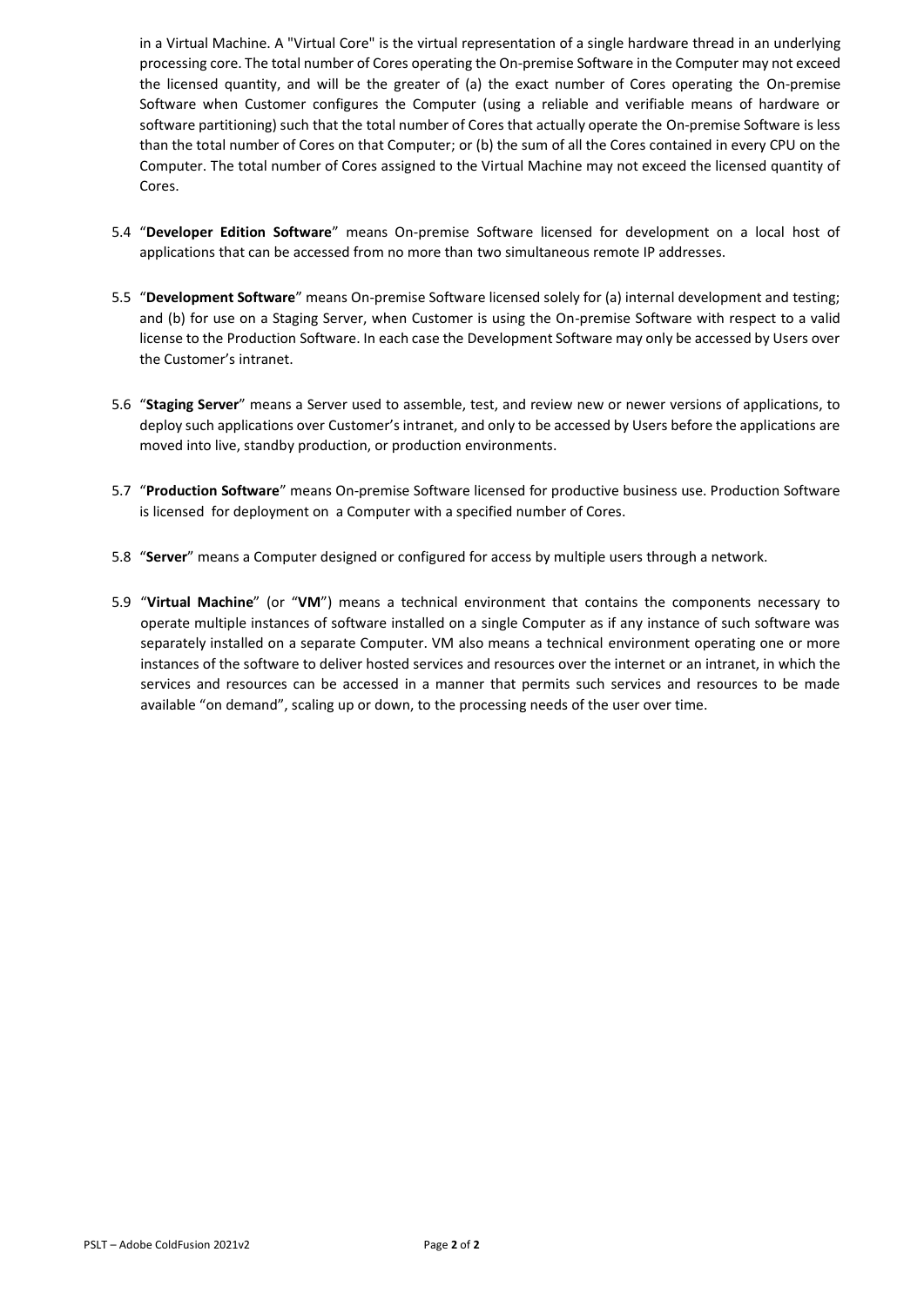in a Virtual Machine. A "Virtual Core" is the virtual representation of a single hardware thread in an underlying processing core. The total number of Cores operating the On-premise Software in the Computer may not exceed the licensed quantity, and will be the greater of (a) the exact number of Cores operating the On-premise Software when Customer configures the Computer (using a reliable and verifiable means of hardware or software partitioning) such that the total number of Cores that actually operate the On-premise Software is less than the total number of Cores on that Computer; or (b) the sum of all the Cores contained in every CPU on the Computer. The total number of Cores assigned to the Virtual Machine may not exceed the licensed quantity of Cores.

5.4 "**Developer Edition Software**" means On-premise Software licensed for development on a local host of applications that can be accessed from no more than two simultaneous remote IP addresses.

5.5 "**Development Software**" means On-premise Software licensed solely for (a) internal development and testing; and (b) for use on a Staging Server, when Customer is using the On-premise Software with respect to a valid license to the Production Software. In each case the Development Software may only be accessed by Users over the Customer's intranet.

5.6 "**Staging Server**" means a Server used to assemble, test, and review new or newer versions of applications, to deploy such applications over Customer's intranet, and only to be accessed by Users before the applications are moved into live, standby production, or production environments.

5.7 "**Production Software**" means On-premise Software licensed for productive business use. Production Software is licensed for deployment on a Computer with a specified number of Cores.

5.8 "**Server**" means a Computer designed or configured for access by multiple users through a network.

5.9 "**Virtual Machine**" (or "**VM**") means a technical environment that contains the components necessary to operate multiple instances of software installed on a single Computer as if any instance of such software was separately installed on a separate Computer. VM also means a technical environment operating one or more instances of the software to deliver hosted services and resources over the internet or an intranet, in which the services and resources can be accessed in a manner that permits such services and resources to be made available "on demand", scaling up or down, to the processing needs of the user over time.